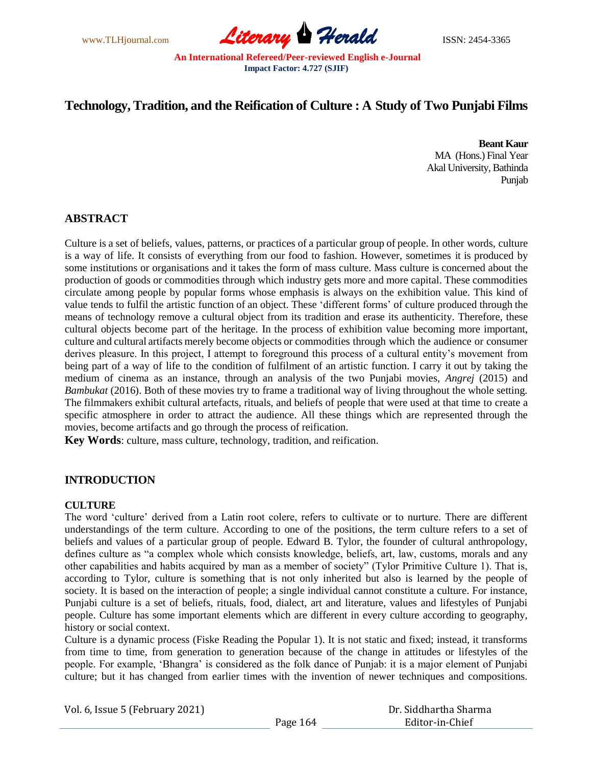# Technology, Tradition, and the Reification of Culture : A Study of Two Punjabi Films

**Beant Kaur**
MA (Hons.) Final Year
Akal University, Bathinda
Punjab

## ABSTRACT

Culture is a set of beliefs, values, patterns, or practices of a particular group of people. In other words, culture is a way of life. It consists of everything from our food to fashion. However, sometimes it is produced by some institutions or organisations and it takes the form of mass culture. Mass culture is concerned about the production of goods or commodities through which industry gets more and more capital. These commodities circulate among people by popular forms whose emphasis is always on the exhibition value. This kind of value tends to fulfil the artistic function of an object. These 'different forms' of culture produced through the means of technology remove a cultural object from its tradition and erase its authenticity. Therefore, these cultural objects become part of the heritage. In the process of exhibition value becoming more important, culture and cultural artifacts merely become objects or commodities through which the audience or consumer derives pleasure. In this project, I attempt to foreground this process of a cultural entity's movement from being part of a way of life to the condition of fulfilment of an artistic function. I carry it out by taking the medium of cinema as an instance, through an analysis of the two Punjabi movies, *Angrej* (2015) and *Bambukat* (2016). Both of these movies try to frame a traditional way of living throughout the whole setting. The filmmakers exhibit cultural artefacts, rituals, and beliefs of people that were used at that time to create a specific atmosphere in order to attract the audience. All these things which are represented through the movies, become artifacts and go through the process of reification.

**Key Words**: culture, mass culture, technology, tradition, and reification.

## INTRODUCTION

### CULTURE

The word 'culture' derived from a Latin root colere, refers to cultivate or to nurture. There are different understandings of the term culture. According to one of the positions, the term culture refers to a set of beliefs and values of a particular group of people. Edward B. Tylor, the founder of cultural anthropology, defines culture as "a complex whole which consists knowledge, beliefs, art, law, customs, morals and any other capabilities and habits acquired by man as a member of society" (Tylor Primitive Culture 1). That is, according to Tylor, culture is something that is not only inherited but also is learned by the people of society. It is based on the interaction of people; a single individual cannot constitute a culture. For instance, Punjabi culture is a set of beliefs, rituals, food, dialect, art and literature, values and lifestyles of Punjabi people. Culture has some important elements which are different in every culture according to geography, history or social context.

Culture is a dynamic process (Fiske Reading the Popular 1). It is not static and fixed; instead, it transforms from time to time, from generation to generation because of the change in attitudes or lifestyles of the people. For example, 'Bhangra' is considered as the folk dance of Punjab: it is a major element of Punjabi culture; but it has changed from earlier times with the invention of newer techniques and compositions.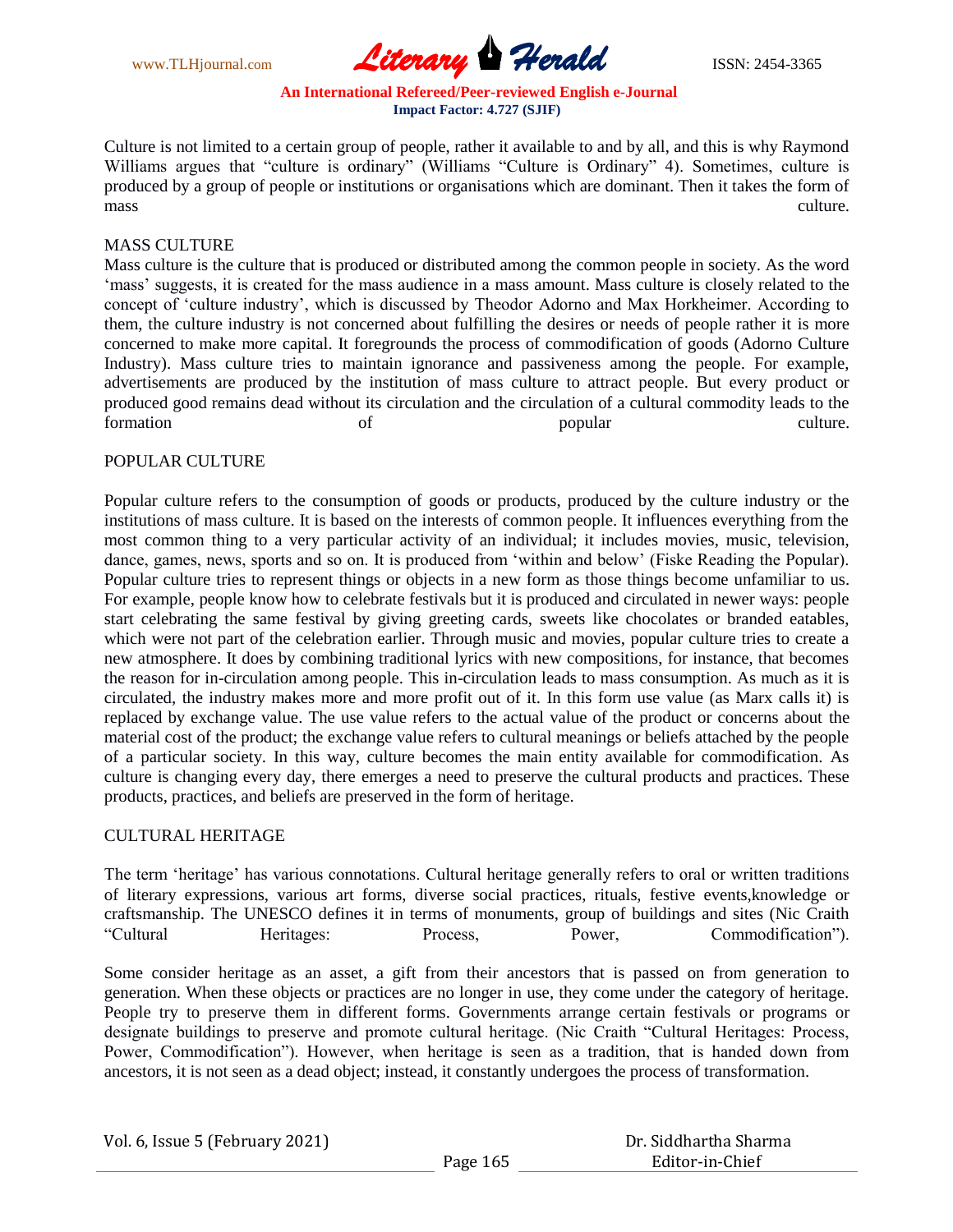Culture is not limited to a certain group of people, rather it available to and by all, and this is why Raymond Williams argues that "culture is ordinary" (Williams "Culture is Ordinary" 4). Sometimes, culture is produced by a group of people or institutions or organisations which are dominant. Then it takes the form of mass culture.

## MASS CULTURE

Mass culture is the culture that is produced or distributed among the common people in society. As the word 'mass' suggests, it is created for the mass audience in a mass amount. Mass culture is closely related to the concept of 'culture industry', which is discussed by Theodor Adorno and Max Horkheimer. According to them, the culture industry is not concerned about fulfilling the desires or needs of people rather it is more concerned to make more capital. It foregrounds the process of commodification of goods (Adorno Culture Industry). Mass culture tries to maintain ignorance and passiveness among the people. For example, advertisements are produced by the institution of mass culture to attract people. But every product or produced good remains dead without its circulation and the circulation of a cultural commodity leads to the formation of popular culture.

## POPULAR CULTURE

Popular culture refers to the consumption of goods or products, produced by the culture industry or the institutions of mass culture. It is based on the interests of common people. It influences everything from the most common thing to a very particular activity of an individual; it includes movies, music, television, dance, games, news, sports and so on. It is produced from 'within and below' (Fiske Reading the Popular). Popular culture tries to represent things or objects in a new form as those things become unfamiliar to us. For example, people know how to celebrate festivals but it is produced and circulated in newer ways: people start celebrating the same festival by giving greeting cards, sweets like chocolates or branded eatables, which were not part of the celebration earlier. Through music and movies, popular culture tries to create a new atmosphere. It does by combining traditional lyrics with new compositions, for instance, that becomes the reason for in-circulation among people. This in-circulation leads to mass consumption. As much as it is circulated, the industry makes more and more profit out of it. In this form use value (as Marx calls it) is replaced by exchange value. The use value refers to the actual value of the product or concerns about the material cost of the product; the exchange value refers to cultural meanings or beliefs attached by the people of a particular society. In this way, culture becomes the main entity available for commodification. As culture is changing every day, there emerges a need to preserve the cultural products and practices. These products, practices, and beliefs are preserved in the form of heritage.

## CULTURAL HERITAGE

The term 'heritage' has various connotations. Cultural heritage generally refers to oral or written traditions of literary expressions, various art forms, diverse social practices, rituals, festive events,knowledge or craftsmanship. The UNESCO defines it in terms of monuments, group of buildings and sites (Nic Craith "Cultural Heritages: Process, Power, Commodification").

Some consider heritage as an asset, a gift from their ancestors that is passed on from generation to generation. When these objects or practices are no longer in use, they come under the category of heritage. People try to preserve them in different forms. Governments arrange certain festivals or programs or designate buildings to preserve and promote cultural heritage. (Nic Craith "Cultural Heritages: Process, Power, Commodification"). However, when heritage is seen as a tradition, that is handed down from ancestors, it is not seen as a dead object; instead, it constantly undergoes the process of transformation.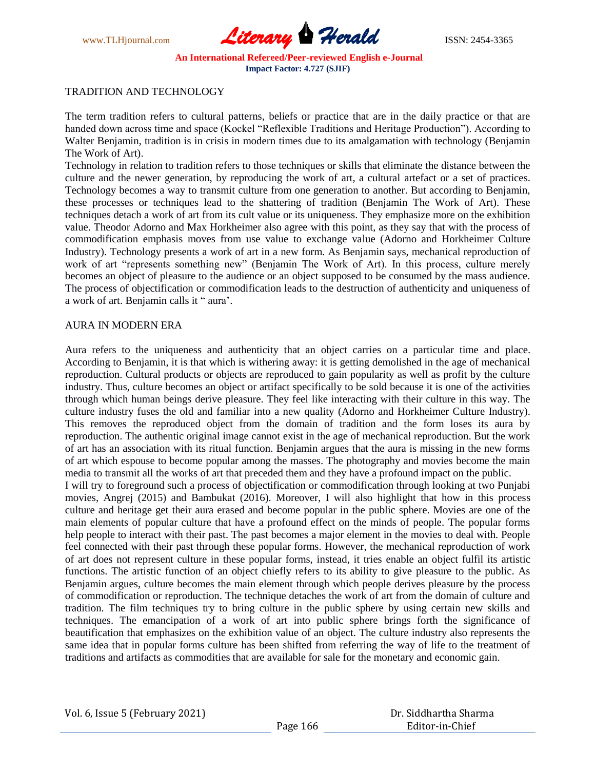## TRADITION AND TECHNOLOGY

The term tradition refers to cultural patterns, beliefs or practice that are in the daily practice or that are handed down across time and space (Kockel "Reflexible Traditions and Heritage Production"). According to Walter Benjamin, tradition is in crisis in modern times due to its amalgamation with technology (Benjamin The Work of Art).

Technology in relation to tradition refers to those techniques or skills that eliminate the distance between the culture and the newer generation, by reproducing the work of art, a cultural artefact or a set of practices. Technology becomes a way to transmit culture from one generation to another. But according to Benjamin, these processes or techniques lead to the shattering of tradition (Benjamin The Work of Art). These techniques detach a work of art from its cult value or its uniqueness. They emphasize more on the exhibition value. Theodor Adorno and Max Horkheimer also agree with this point, as they say that with the process of commodification emphasis moves from use value to exchange value (Adorno and Horkheimer Culture Industry). Technology presents a work of art in a new form. As Benjamin says, mechanical reproduction of work of art "represents something new" (Benjamin The Work of Art). In this process, culture merely becomes an object of pleasure to the audience or an object supposed to be consumed by the mass audience. The process of objectification or commodification leads to the destruction of authenticity and uniqueness of a work of art. Benjamin calls it " aura'.

## AURA IN MODERN ERA

Aura refers to the uniqueness and authenticity that an object carries on a particular time and place. According to Benjamin, it is that which is withering away: it is getting demolished in the age of mechanical reproduction. Cultural products or objects are reproduced to gain popularity as well as profit by the culture industry. Thus, culture becomes an object or artifact specifically to be sold because it is one of the activities through which human beings derive pleasure. They feel like interacting with their culture in this way. The culture industry fuses the old and familiar into a new quality (Adorno and Horkheimer Culture Industry). This removes the reproduced object from the domain of tradition and the form loses its aura by reproduction. The authentic original image cannot exist in the age of mechanical reproduction. But the work of art has an association with its ritual function. Benjamin argues that the aura is missing in the new forms of art which espouse to become popular among the masses. The photography and movies become the main media to transmit all the works of art that preceded them and they have a profound impact on the public.

I will try to foreground such a process of objectification or commodification through looking at two Punjabi movies, Angrej (2015) and Bambukat (2016). Moreover, I will also highlight that how in this process culture and heritage get their aura erased and become popular in the public sphere. Movies are one of the main elements of popular culture that have a profound effect on the minds of people. The popular forms help people to interact with their past. The past becomes a major element in the movies to deal with. People feel connected with their past through these popular forms. However, the mechanical reproduction of work of art does not represent culture in these popular forms, instead, it tries enable an object fulfil its artistic functions. The artistic function of an object chiefly refers to its ability to give pleasure to the public. As Benjamin argues, culture becomes the main element through which people derives pleasure by the process of commodification or reproduction. The technique detaches the work of art from the domain of culture and tradition. The film techniques try to bring culture in the public sphere by using certain new skills and techniques. The emancipation of a work of art into public sphere brings forth the significance of beautification that emphasizes on the exhibition value of an object. The culture industry also represents the same idea that in popular forms culture has been shifted from referring the way of life to the treatment of traditions and artifacts as commodities that are available for sale for the monetary and economic gain.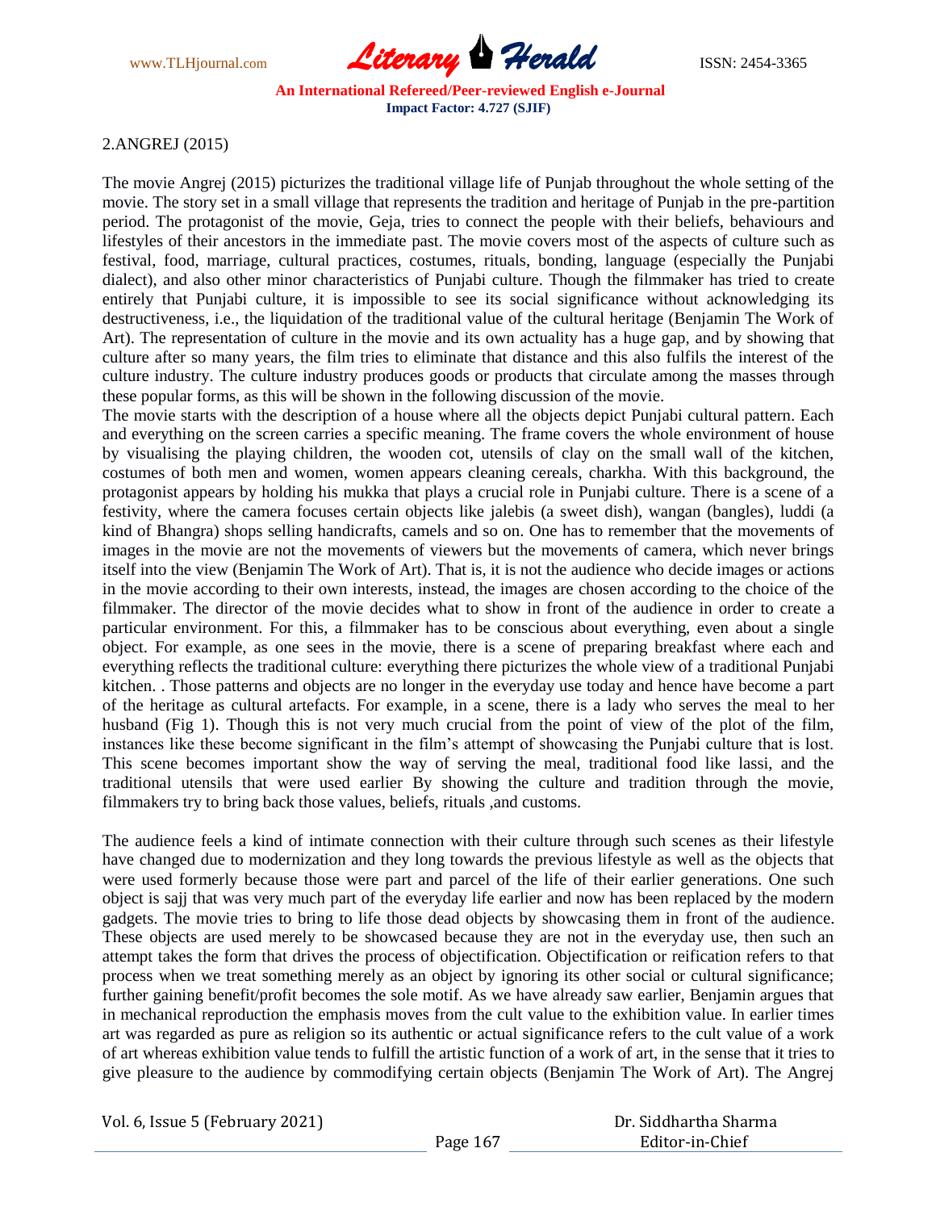## 2.ANGREJ (2015)

The movie Angrej (2015) picturizes the traditional village life of Punjab throughout the whole setting of the movie. The story set in a small village that represents the tradition and heritage of Punjab in the pre-partition period. The protagonist of the movie, Geja, tries to connect the people with their beliefs, behaviours and lifestyles of their ancestors in the immediate past. The movie covers most of the aspects of culture such as festival, food, marriage, cultural practices, costumes, rituals, bonding, language (especially the Punjabi dialect), and also other minor characteristics of Punjabi culture. Though the filmmaker has tried to create entirely that Punjabi culture, it is impossible to see its social significance without acknowledging its destructiveness, i.e., the liquidation of the traditional value of the cultural heritage (Benjamin The Work of Art). The representation of culture in the movie and its own actuality has a huge gap, and by showing that culture after so many years, the film tries to eliminate that distance and this also fulfils the interest of the culture industry. The culture industry produces goods or products that circulate among the masses through these popular forms, as this will be shown in the following discussion of the movie.

The movie starts with the description of a house where all the objects depict Punjabi cultural pattern. Each and everything on the screen carries a specific meaning. The frame covers the whole environment of house by visualising the playing children, the wooden cot, utensils of clay on the small wall of the kitchen, costumes of both men and women, women appears cleaning cereals, charkha. With this background, the protagonist appears by holding his mukka that plays a crucial role in Punjabi culture. There is a scene of a festivity, where the camera focuses certain objects like jalebis (a sweet dish), wangan (bangles), luddi (a kind of Bhangra) shops selling handicrafts, camels and so on. One has to remember that the movements of images in the movie are not the movements of viewers but the movements of camera, which never brings itself into the view (Benjamin The Work of Art). That is, it is not the audience who decide images or actions in the movie according to their own interests, instead, the images are chosen according to the choice of the filmmaker. The director of the movie decides what to show in front of the audience in order to create a particular environment. For this, a filmmaker has to be conscious about everything, even about a single object. For example, as one sees in the movie, there is a scene of preparing breakfast where each and everything reflects the traditional culture: everything there picturizes the whole view of a traditional Punjabi kitchen. . Those patterns and objects are no longer in the everyday use today and hence have become a part of the heritage as cultural artefacts. For example, in a scene, there is a lady who serves the meal to her husband (Fig 1). Though this is not very much crucial from the point of view of the plot of the film, instances like these become significant in the film's attempt of showcasing the Punjabi culture that is lost. This scene becomes important show the way of serving the meal, traditional food like lassi, and the traditional utensils that were used earlier By showing the culture and tradition through the movie, filmmakers try to bring back those values, beliefs, rituals ,and customs.

The audience feels a kind of intimate connection with their culture through such scenes as their lifestyle have changed due to modernization and they long towards the previous lifestyle as well as the objects that were used formerly because those were part and parcel of the life of their earlier generations. One such object is sajj that was very much part of the everyday life earlier and now has been replaced by the modern gadgets. The movie tries to bring to life those dead objects by showcasing them in front of the audience. These objects are used merely to be showcased because they are not in the everyday use, then such an attempt takes the form that drives the process of objectification. Objectification or reification refers to that process when we treat something merely as an object by ignoring its other social or cultural significance; further gaining benefit/profit becomes the sole motif. As we have already saw earlier, Benjamin argues that in mechanical reproduction the emphasis moves from the cult value to the exhibition value. In earlier times art was regarded as pure as religion so its authentic or actual significance refers to the cult value of a work of art whereas exhibition value tends to fulfill the artistic function of a work of art, in the sense that it tries to give pleasure to the audience by commodifying certain objects (Benjamin The Work of Art). The Angrej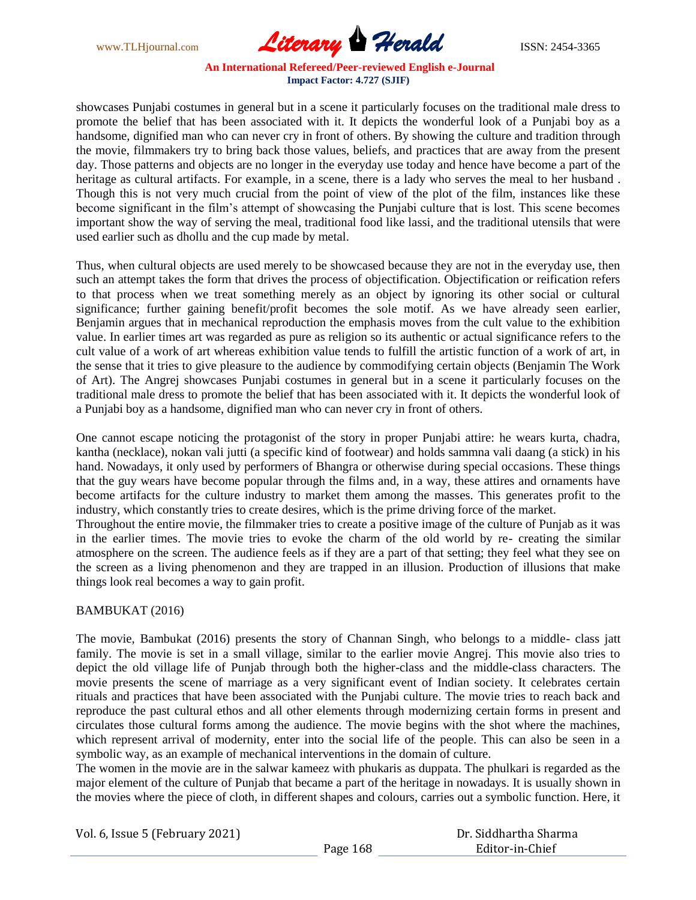showcases Punjabi costumes in general but in a scene it particularly focuses on the traditional male dress to promote the belief that has been associated with it. It depicts the wonderful look of a Punjabi boy as a handsome, dignified man who can never cry in front of others. By showing the culture and tradition through the movie, filmmakers try to bring back those values, beliefs, and practices that are away from the present day. Those patterns and objects are no longer in the everyday use today and hence have become a part of the heritage as cultural artifacts. For example, in a scene, there is a lady who serves the meal to her husband . Though this is not very much crucial from the point of view of the plot of the film, instances like these become significant in the film's attempt of showcasing the Punjabi culture that is lost. This scene becomes important show the way of serving the meal, traditional food like lassi, and the traditional utensils that were used earlier such as dhollu and the cup made by metal.

Thus, when cultural objects are used merely to be showcased because they are not in the everyday use, then such an attempt takes the form that drives the process of objectification. Objectification or reification refers to that process when we treat something merely as an object by ignoring its other social or cultural significance; further gaining benefit/profit becomes the sole motif. As we have already seen earlier, Benjamin argues that in mechanical reproduction the emphasis moves from the cult value to the exhibition value. In earlier times art was regarded as pure as religion so its authentic or actual significance refers to the cult value of a work of art whereas exhibition value tends to fulfill the artistic function of a work of art, in the sense that it tries to give pleasure to the audience by commodifying certain objects (Benjamin The Work of Art). The Angrej showcases Punjabi costumes in general but in a scene it particularly focuses on the traditional male dress to promote the belief that has been associated with it. It depicts the wonderful look of a Punjabi boy as a handsome, dignified man who can never cry in front of others.

One cannot escape noticing the protagonist of the story in proper Punjabi attire: he wears kurta, chadra, kantha (necklace), nokan vali jutti (a specific kind of footwear) and holds sammna vali daang (a stick) in his hand. Nowadays, it only used by performers of Bhangra or otherwise during special occasions. These things that the guy wears have become popular through the films and, in a way, these attires and ornaments have become artifacts for the culture industry to market them among the masses. This generates profit to the industry, which constantly tries to create desires, which is the prime driving force of the market.

Throughout the entire movie, the filmmaker tries to create a positive image of the culture of Punjab as it was in the earlier times. The movie tries to evoke the charm of the old world by re- creating the similar atmosphere on the screen. The audience feels as if they are a part of that setting; they feel what they see on the screen as a living phenomenon and they are trapped in an illusion. Production of illusions that make things look real becomes a way to gain profit.

BAMBUKAT (2016)

The movie, Bambukat (2016) presents the story of Channan Singh, who belongs to a middle- class jatt family. The movie is set in a small village, similar to the earlier movie Angrej. This movie also tries to depict the old village life of Punjab through both the higher-class and the middle-class characters. The movie presents the scene of marriage as a very significant event of Indian society. It celebrates certain rituals and practices that have been associated with the Punjabi culture. The movie tries to reach back and reproduce the past cultural ethos and all other elements through modernizing certain forms in present and circulates those cultural forms among the audience. The movie begins with the shot where the machines, which represent arrival of modernity, enter into the social life of the people. This can also be seen in a symbolic way, as an example of mechanical interventions in the domain of culture.

The women in the movie are in the salwar kameez with phukaris as duppata. The phulkari is regarded as the major element of the culture of Punjab that became a part of the heritage in nowadays. It is usually shown in the movies where the piece of cloth, in different shapes and colours, carries out a symbolic function. Here, it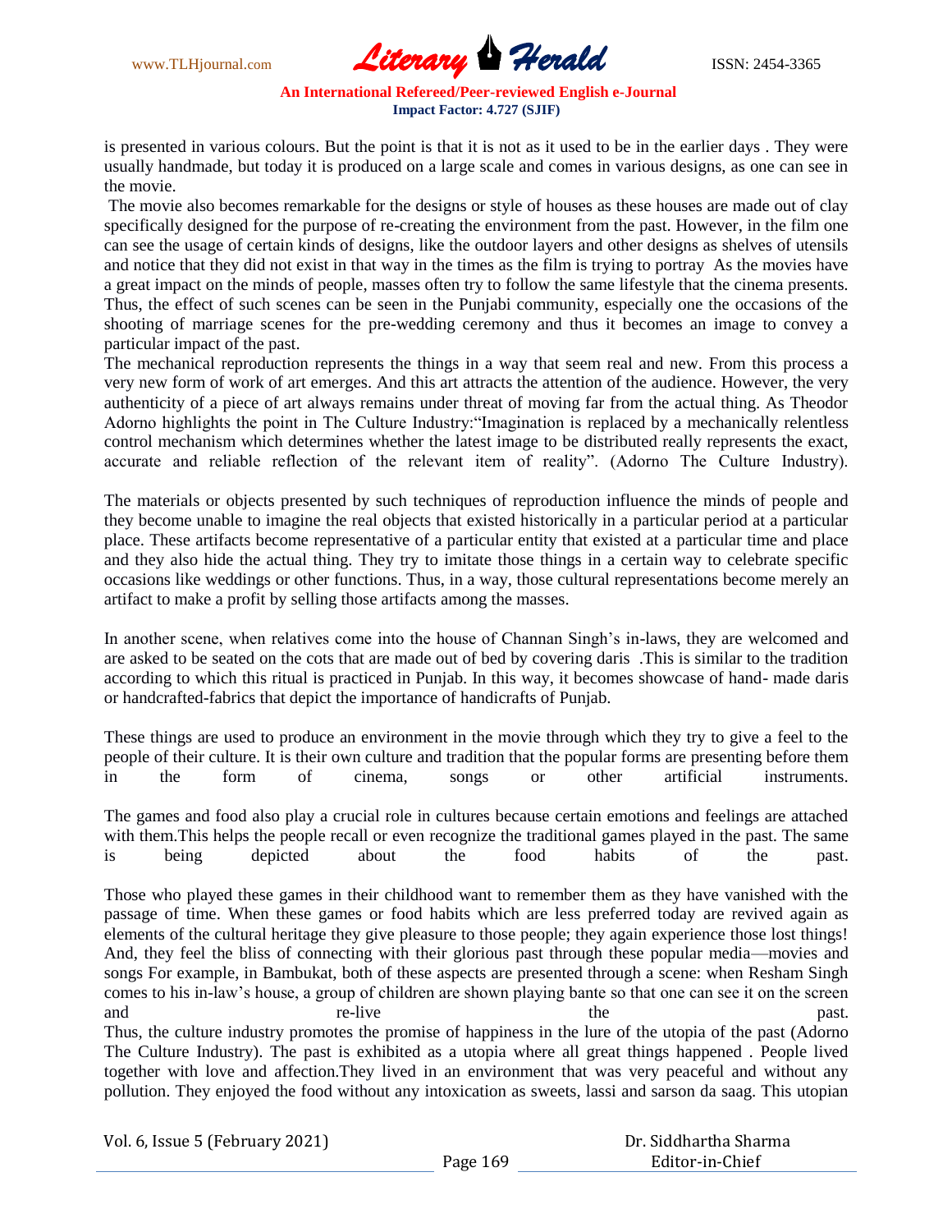is presented in various colours. But the point is that it is not as it used to be in the earlier days . They were usually handmade, but today it is produced on a large scale and comes in various designs, as one can see in the movie.

The movie also becomes remarkable for the designs or style of houses as these houses are made out of clay specifically designed for the purpose of re-creating the environment from the past. However, in the film one can see the usage of certain kinds of designs, like the outdoor layers and other designs as shelves of utensils and notice that they did not exist in that way in the times as the film is trying to portray As the movies have a great impact on the minds of people, masses often try to follow the same lifestyle that the cinema presents. Thus, the effect of such scenes can be seen in the Punjabi community, especially one the occasions of the shooting of marriage scenes for the pre-wedding ceremony and thus it becomes an image to convey a particular impact of the past.

The mechanical reproduction represents the things in a way that seem real and new. From this process a very new form of work of art emerges. And this art attracts the attention of the audience. However, the very authenticity of a piece of art always remains under threat of moving far from the actual thing. As Theodor Adorno highlights the point in The Culture Industry:"Imagination is replaced by a mechanically relentless control mechanism which determines whether the latest image to be distributed really represents the exact, accurate and reliable reflection of the relevant item of reality". (Adorno The Culture Industry).

The materials or objects presented by such techniques of reproduction influence the minds of people and they become unable to imagine the real objects that existed historically in a particular period at a particular place. These artifacts become representative of a particular entity that existed at a particular time and place and they also hide the actual thing. They try to imitate those things in a certain way to celebrate specific occasions like weddings or other functions. Thus, in a way, those cultural representations become merely an artifact to make a profit by selling those artifacts among the masses.

In another scene, when relatives come into the house of Channan Singh's in-laws, they are welcomed and are asked to be seated on the cots that are made out of bed by covering daris .This is similar to the tradition according to which this ritual is practiced in Punjab. In this way, it becomes showcase of hand- made daris or handcrafted-fabrics that depict the importance of handicrafts of Punjab.

These things are used to produce an environment in the movie through which they try to give a feel to the people of their culture. It is their own culture and tradition that the popular forms are presenting before them in the form of cinema, songs or other artificial instruments.

The games and food also play a crucial role in cultures because certain emotions and feelings are attached with them.This helps the people recall or even recognize the traditional games played in the past. The same is being depicted about the food habits of the past.

Those who played these games in their childhood want to remember them as they have vanished with the passage of time. When these games or food habits which are less preferred today are revived again as elements of the cultural heritage they give pleasure to those people; they again experience those lost things! And, they feel the bliss of connecting with their glorious past through these popular media—movies and songs For example, in Bambukat, both of these aspects are presented through a scene: when Resham Singh comes to his in-law's house, a group of children are shown playing bante so that one can see it on the screen and re-live the past.
Thus, the culture industry promotes the promise of happiness in the lure of the utopia of the past (Adorno The Culture Industry). The past is exhibited as a utopia where all great things happened . People lived together with love and affection.They lived in an environment that was very peaceful and without any pollution. They enjoyed the food without any intoxication as sweets, lassi and sarson da saag. This utopian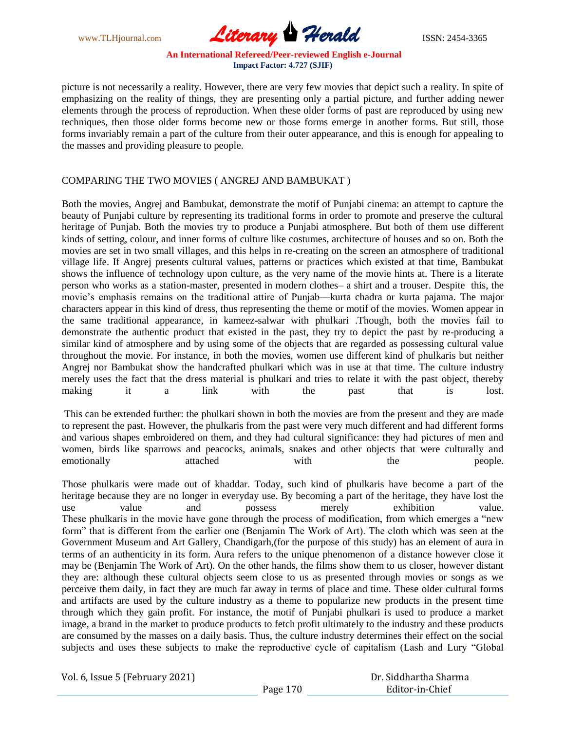picture is not necessarily a reality. However, there are very few movies that depict such a reality. In spite of emphasizing on the reality of things, they are presenting only a partial picture, and further adding newer elements through the process of reproduction. When these older forms of past are reproduced by using new techniques, then those older forms become new or those forms emerge in another forms. But still, those forms invariably remain a part of the culture from their outer appearance, and this is enough for appealing to the masses and providing pleasure to people.

## COMPARING THE TWO MOVIES ( ANGREJ AND BAMBUKAT )

Both the movies, Angrej and Bambukat, demonstrate the motif of Punjabi cinema: an attempt to capture the beauty of Punjabi culture by representing its traditional forms in order to promote and preserve the cultural heritage of Punjab. Both the movies try to produce a Punjabi atmosphere. But both of them use different kinds of setting, colour, and inner forms of culture like costumes, architecture of houses and so on. Both the movies are set in two small villages, and this helps in re-creating on the screen an atmosphere of traditional village life. If Angrej presents cultural values, patterns or practices which existed at that time, Bambukat shows the influence of technology upon culture, as the very name of the movie hints at. There is a literate person who works as a station-master, presented in modern clothes– a shirt and a trouser. Despite this, the movie's emphasis remains on the traditional attire of Punjab—kurta chadra or kurta pajama. The major characters appear in this kind of dress, thus representing the theme or motif of the movies. Women appear in the same traditional appearance, in kameez-salwar with phulkari .Though, both the movies fail to demonstrate the authentic product that existed in the past, they try to depict the past by re-producing a similar kind of atmosphere and by using some of the objects that are regarded as possessing cultural value throughout the movie. For instance, in both the movies, women use different kind of phulkaris but neither Angrej nor Bambukat show the handcrafted phulkari which was in use at that time. The culture industry merely uses the fact that the dress material is phulkari and tries to relate it with the past object, thereby making it a link with the past that is lost.

This can be extended further: the phulkari shown in both the movies are from the present and they are made to represent the past. However, the phulkaris from the past were very much different and had different forms and various shapes embroidered on them, and they had cultural significance: they had pictures of men and women, birds like sparrows and peacocks, animals, snakes and other objects that were culturally and emotionally attached with the people.

Those phulkaris were made out of khaddar. Today, such kind of phulkaris have become a part of the heritage because they are no longer in everyday use. By becoming a part of the heritage, they have lost the use value and possess merely exhibition value. These phulkaris in the movie have gone through the process of modification, from which emerges a "new form" that is different from the earlier one (Benjamin The Work of Art). The cloth which was seen at the Government Museum and Art Gallery, Chandigarh,(for the purpose of this study) has an element of aura in terms of an authenticity in its form. Aura refers to the unique phenomenon of a distance however close it may be (Benjamin The Work of Art). On the other hands, the films show them to us closer, however distant they are: although these cultural objects seem close to us as presented through movies or songs as we perceive them daily, in fact they are much far away in terms of place and time. These older cultural forms and artifacts are used by the culture industry as a theme to popularize new products in the present time through which they gain profit. For instance, the motif of Punjabi phulkari is used to produce a market image, a brand in the market to produce products to fetch profit ultimately to the industry and these products are consumed by the masses on a daily basis. Thus, the culture industry determines their effect on the social subjects and uses these subjects to make the reproductive cycle of capitalism (Lash and Lury "Global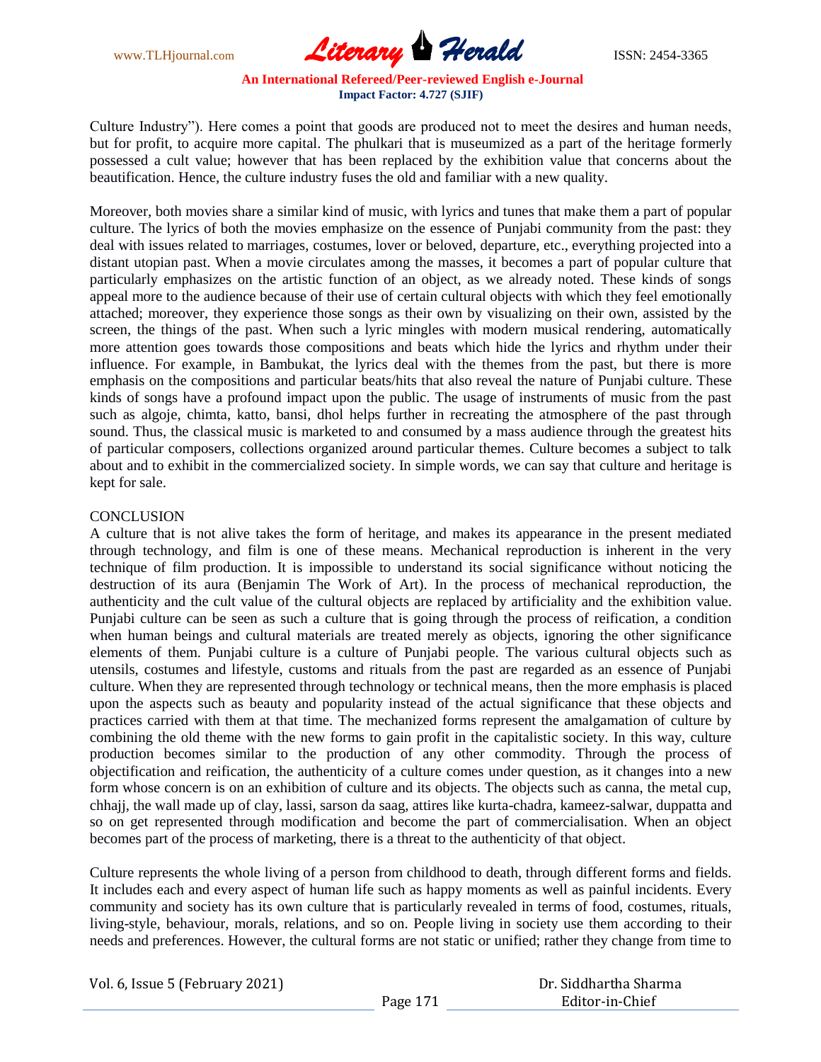Culture Industry"). Here comes a point that goods are produced not to meet the desires and human needs, but for profit, to acquire more capital. The phulkari that is museumized as a part of the heritage formerly possessed a cult value; however that has been replaced by the exhibition value that concerns about the beautification. Hence, the culture industry fuses the old and familiar with a new quality.

Moreover, both movies share a similar kind of music, with lyrics and tunes that make them a part of popular culture. The lyrics of both the movies emphasize on the essence of Punjabi community from the past: they deal with issues related to marriages, costumes, lover or beloved, departure, etc., everything projected into a distant utopian past. When a movie circulates among the masses, it becomes a part of popular culture that particularly emphasizes on the artistic function of an object, as we already noted. These kinds of songs appeal more to the audience because of their use of certain cultural objects with which they feel emotionally attached; moreover, they experience those songs as their own by visualizing on their own, assisted by the screen, the things of the past. When such a lyric mingles with modern musical rendering, automatically more attention goes towards those compositions and beats which hide the lyrics and rhythm under their influence. For example, in Bambukat, the lyrics deal with the themes from the past, but there is more emphasis on the compositions and particular beats/hits that also reveal the nature of Punjabi culture. These kinds of songs have a profound impact upon the public. The usage of instruments of music from the past such as algoje, chimta, katto, bansi, dhol helps further in recreating the atmosphere of the past through sound. Thus, the classical music is marketed to and consumed by a mass audience through the greatest hits of particular composers, collections organized around particular themes. Culture becomes a subject to talk about and to exhibit in the commercialized society. In simple words, we can say that culture and heritage is kept for sale.

## CONCLUSION

A culture that is not alive takes the form of heritage, and makes its appearance in the present mediated through technology, and film is one of these means. Mechanical reproduction is inherent in the very technique of film production. It is impossible to understand its social significance without noticing the destruction of its aura (Benjamin The Work of Art). In the process of mechanical reproduction, the authenticity and the cult value of the cultural objects are replaced by artificiality and the exhibition value. Punjabi culture can be seen as such a culture that is going through the process of reification, a condition when human beings and cultural materials are treated merely as objects, ignoring the other significance elements of them. Punjabi culture is a culture of Punjabi people. The various cultural objects such as utensils, costumes and lifestyle, customs and rituals from the past are regarded as an essence of Punjabi culture. When they are represented through technology or technical means, then the more emphasis is placed upon the aspects such as beauty and popularity instead of the actual significance that these objects and practices carried with them at that time. The mechanized forms represent the amalgamation of culture by combining the old theme with the new forms to gain profit in the capitalistic society. In this way, culture production becomes similar to the production of any other commodity. Through the process of objectification and reification, the authenticity of a culture comes under question, as it changes into a new form whose concern is on an exhibition of culture and its objects. The objects such as canna, the metal cup, chhajj, the wall made up of clay, lassi, sarson da saag, attires like kurta-chadra, kameez-salwar, duppatta and so on get represented through modification and become the part of commercialisation. When an object becomes part of the process of marketing, there is a threat to the authenticity of that object.

Culture represents the whole living of a person from childhood to death, through different forms and fields. It includes each and every aspect of human life such as happy moments as well as painful incidents. Every community and society has its own culture that is particularly revealed in terms of food, costumes, rituals, living-style, behaviour, morals, relations, and so on. People living in society use them according to their needs and preferences. However, the cultural forms are not static or unified; rather they change from time to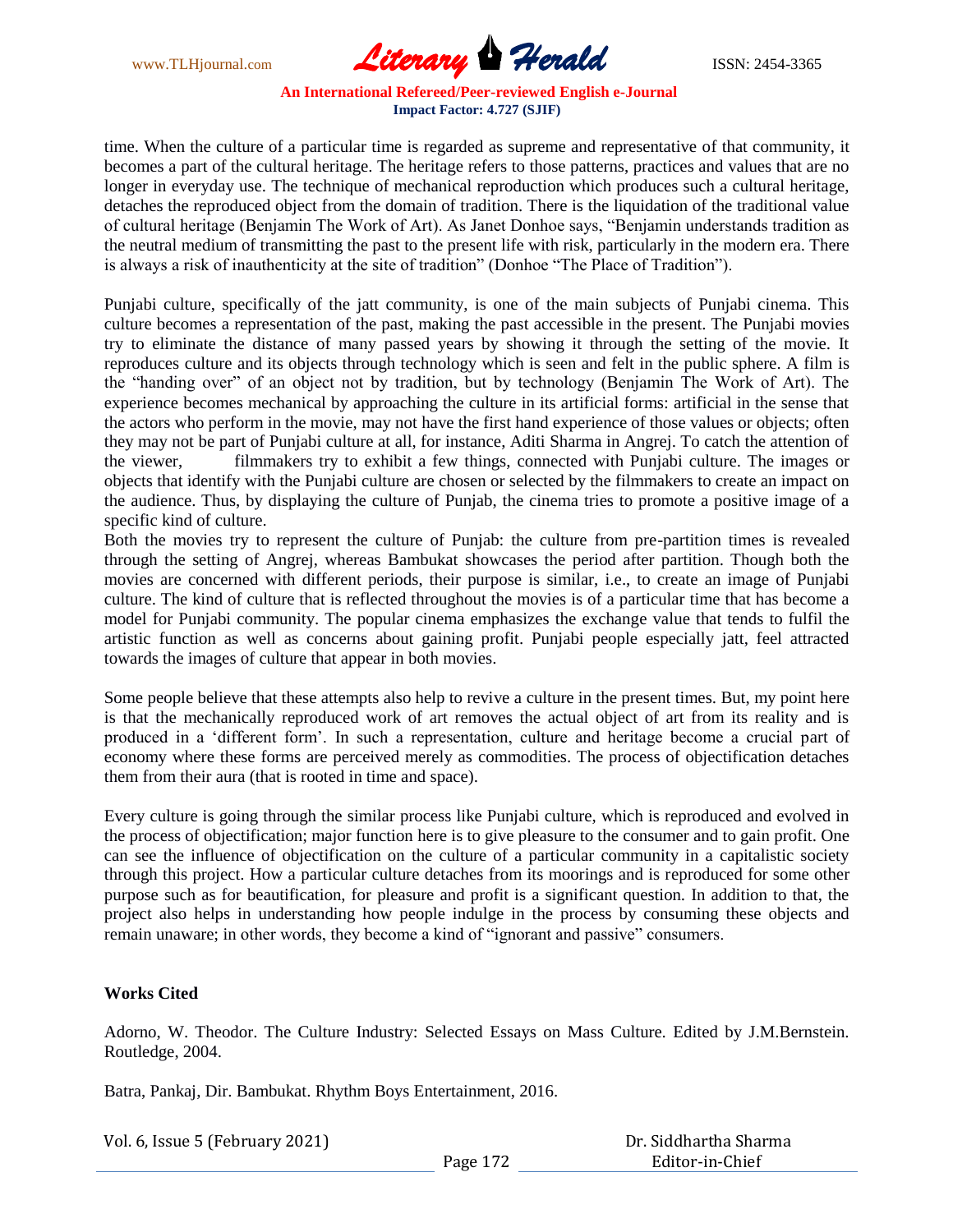time. When the culture of a particular time is regarded as supreme and representative of that community, it becomes a part of the cultural heritage. The heritage refers to those patterns, practices and values that are no longer in everyday use. The technique of mechanical reproduction which produces such a cultural heritage, detaches the reproduced object from the domain of tradition. There is the liquidation of the traditional value of cultural heritage (Benjamin The Work of Art). As Janet Donhoe says, "Benjamin understands tradition as the neutral medium of transmitting the past to the present life with risk, particularly in the modern era. There is always a risk of inauthenticity at the site of tradition" (Donhoe "The Place of Tradition").

Punjabi culture, specifically of the jatt community, is one of the main subjects of Punjabi cinema. This culture becomes a representation of the past, making the past accessible in the present. The Punjabi movies try to eliminate the distance of many passed years by showing it through the setting of the movie. It reproduces culture and its objects through technology which is seen and felt in the public sphere. A film is the "handing over" of an object not by tradition, but by technology (Benjamin The Work of Art). The experience becomes mechanical by approaching the culture in its artificial forms: artificial in the sense that the actors who perform in the movie, may not have the first hand experience of those values or objects; often they may not be part of Punjabi culture at all, for instance, Aditi Sharma in Angrej. To catch the attention of the viewer, filmmakers try to exhibit a few things, connected with Punjabi culture. The images or objects that identify with the Punjabi culture are chosen or selected by the filmmakers to create an impact on the audience. Thus, by displaying the culture of Punjab, the cinema tries to promote a positive image of a specific kind of culture.

Both the movies try to represent the culture of Punjab: the culture from pre-partition times is revealed through the setting of Angrej, whereas Bambukat showcases the period after partition. Though both the movies are concerned with different periods, their purpose is similar, i.e., to create an image of Punjabi culture. The kind of culture that is reflected throughout the movies is of a particular time that has become a model for Punjabi community. The popular cinema emphasizes the exchange value that tends to fulfil the artistic function as well as concerns about gaining profit. Punjabi people especially jatt, feel attracted towards the images of culture that appear in both movies.

Some people believe that these attempts also help to revive a culture in the present times. But, my point here is that the mechanically reproduced work of art removes the actual object of art from its reality and is produced in a 'different form'. In such a representation, culture and heritage become a crucial part of economy where these forms are perceived merely as commodities. The process of objectification detaches them from their aura (that is rooted in time and space).

Every culture is going through the similar process like Punjabi culture, which is reproduced and evolved in the process of objectification; major function here is to give pleasure to the consumer and to gain profit. One can see the influence of objectification on the culture of a particular community in a capitalistic society through this project. How a particular culture detaches from its moorings and is reproduced for some other purpose such as for beautification, for pleasure and profit is a significant question. In addition to that, the project also helps in understanding how people indulge in the process by consuming these objects and remain unaware; in other words, they become a kind of "ignorant and passive" consumers.

## Works Cited

Adorno, W. Theodor. The Culture Industry: Selected Essays on Mass Culture. Edited by J.M.Bernstein. Routledge, 2004.

Batra, Pankaj, Dir. Bambukat. Rhythm Boys Entertainment, 2016.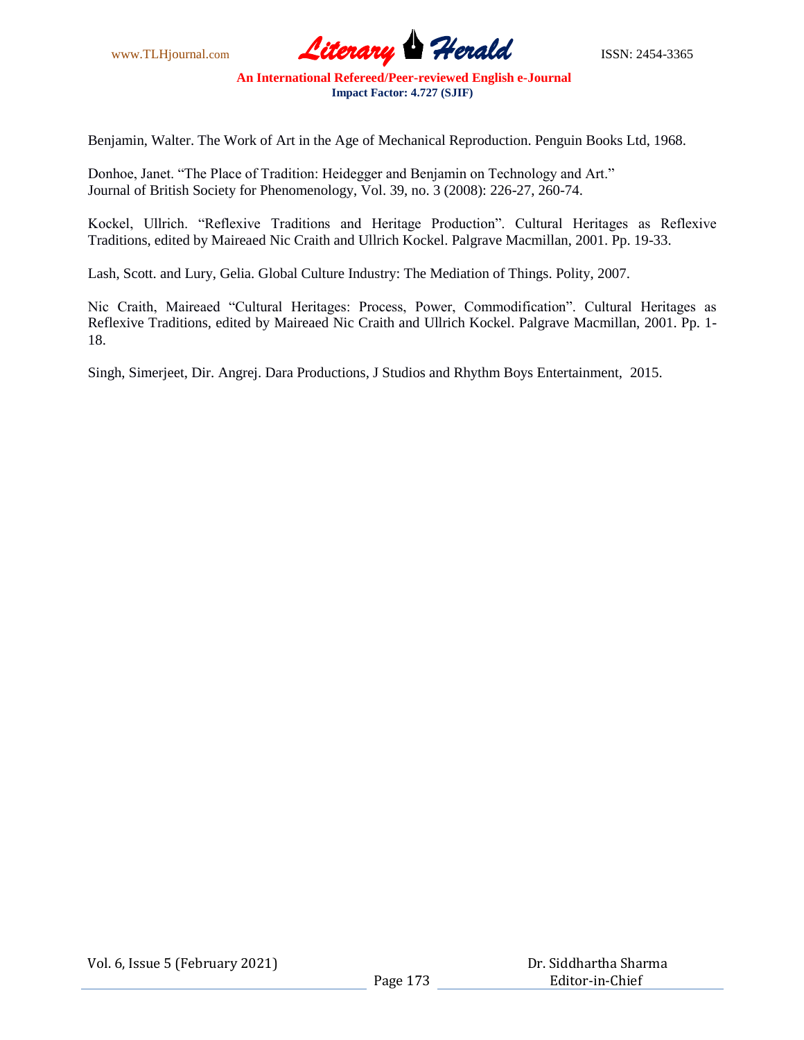Benjamin, Walter. The Work of Art in the Age of Mechanical Reproduction. Penguin Books Ltd, 1968.

Donhoe, Janet. "The Place of Tradition: Heidegger and Benjamin on Technology and Art." Journal of British Society for Phenomenology, Vol. 39, no. 3 (2008): 226-27, 260-74.

Kockel, Ullrich. "Reflexive Traditions and Heritage Production". Cultural Heritages as Reflexive Traditions, edited by Maireaed Nic Craith and Ullrich Kockel. Palgrave Macmillan, 2001. Pp. 19-33.

Lash, Scott. and Lury, Gelia. Global Culture Industry: The Mediation of Things. Polity, 2007.

Nic Craith, Maireaed "Cultural Heritages: Process, Power, Commodification". Cultural Heritages as Reflexive Traditions, edited by Maireaed Nic Craith and Ullrich Kockel. Palgrave Macmillan, 2001. Pp. 1-18.

Singh, Simerjeet, Dir. Angrej. Dara Productions, J Studios and Rhythm Boys Entertainment, 2015.